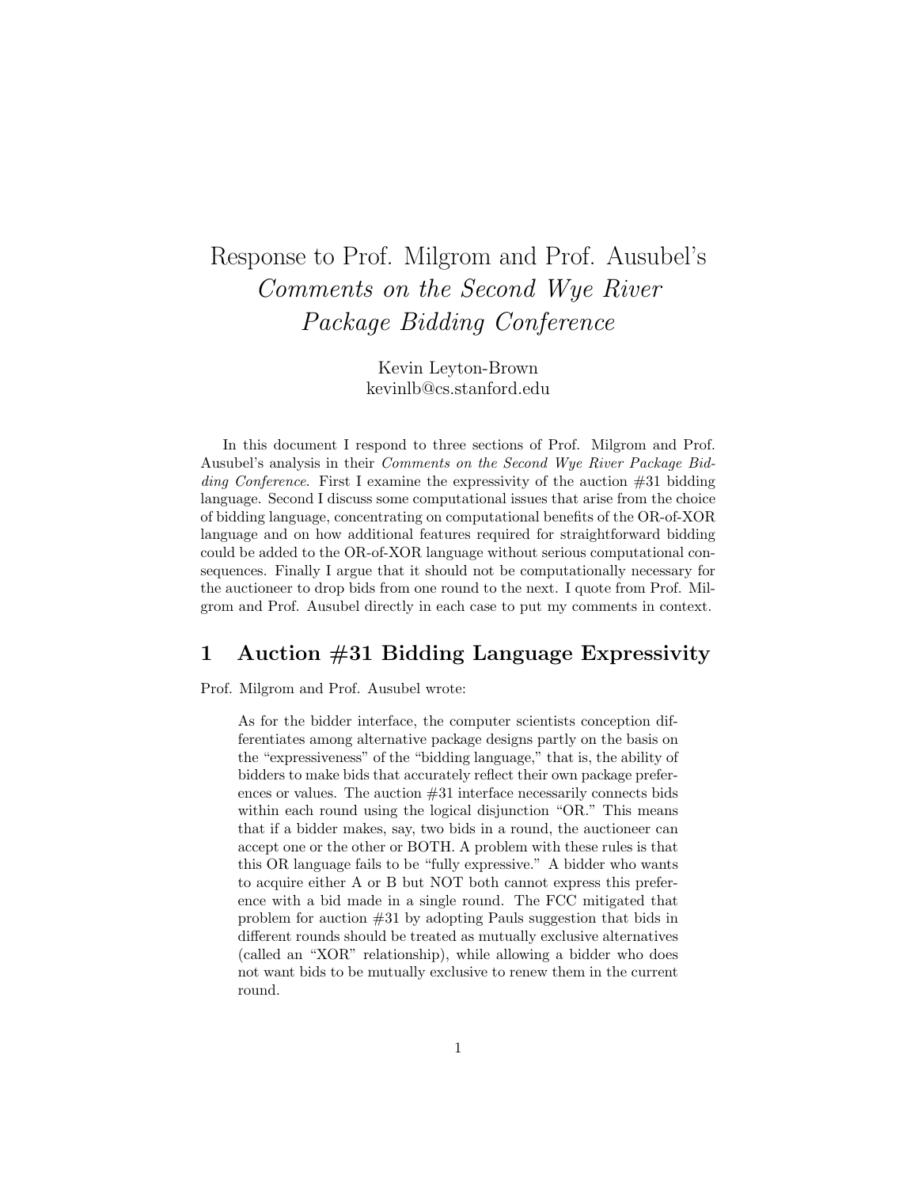# Response to Prof. Milgrom and Prof. Ausubel's *Comments on the Second Wye River Package Bidding Conference*

Kevin Leyton-Brown
kevinlb@cs.stanford.edu

In this document I respond to three sections of Prof. Milgrom and Prof. Ausubel's analysis in their *Comments on the Second Wye River Package Bidding Conference*. First I examine the expressivity of the auction #31 bidding language. Second I discuss some computational issues that arise from the choice of bidding language, concentrating on computational benefits of the OR-of-XOR language and on how additional features required for straightforward bidding could be added to the OR-of-XOR language without serious computational consequences. Finally I argue that it should not be computationally necessary for the auctioneer to drop bids from one round to the next. I quote from Prof. Milgrom and Prof. Ausubel directly in each case to put my comments in context.

## 1 Auction #31 Bidding Language Expressivity

Prof. Milgrom and Prof. Ausubel wrote:

> As for the bidder interface, the computer scientists conception differentiates among alternative package designs partly on the basis on the "expressiveness" of the "bidding language," that is, the ability of bidders to make bids that accurately reflect their own package preferences or values. The auction #31 interface necessarily connects bids within each round using the logical disjunction "OR." This means that if a bidder makes, say, two bids in a round, the auctioneer can accept one or the other or BOTH. A problem with these rules is that this OR language fails to be "fully expressive." A bidder who wants to acquire either A or B but NOT both cannot express this preference with a bid made in a single round. The FCC mitigated that problem for auction #31 by adopting Pauls suggestion that bids in different rounds should be treated as mutually exclusive alternatives (called an "XOR" relationship), while allowing a bidder who does not want bids to be mutually exclusive to renew them in the current round.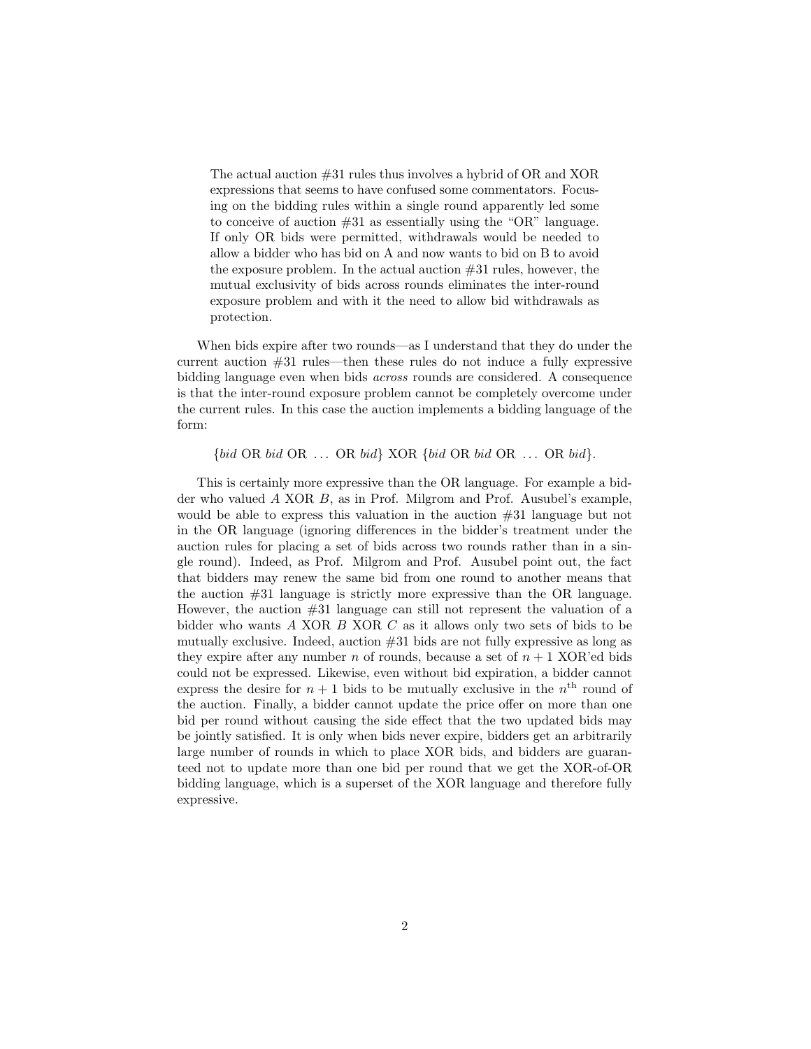> The actual auction #31 rules thus involves a hybrid of OR and XOR expressions that seems to have confused some commentators. Focusing on the bidding rules within a single round apparently led some to conceive of auction #31 as essentially using the "OR" language. If only OR bids were permitted, withdrawals would be needed to allow a bidder who has bid on A and now wants to bid on B to avoid the exposure problem. In the actual auction #31 rules, however, the mutual exclusivity of bids across rounds eliminates the inter-round exposure problem and with it the need to allow bid withdrawals as protection.

When bids expire after two rounds—as I understand that they do under the current auction #31 rules—then these rules do not induce a fully expressive bidding language even when bids *across* rounds are considered. A consequence is that the inter-round exposure problem cannot be completely overcome under the current rules. In this case the auction implements a bidding language of the form:

$$\{bid \text{ OR } bid \text{ OR } \ldots \text{ OR } bid\} \text{ XOR } \{bid \text{ OR } bid \text{ OR } \ldots \text{ OR } bid\}.$$

This is certainly more expressive than the OR language. For example a bidder who valued $A$ XOR $B$, as in Prof. Milgrom and Prof. Ausubel's example, would be able to express this valuation in the auction #31 language but not in the OR language (ignoring differences in the bidder's treatment under the auction rules for placing a set of bids across two rounds rather than in a single round). Indeed, as Prof. Milgrom and Prof. Ausubel point out, the fact that bidders may renew the same bid from one round to another means that the auction #31 language is strictly more expressive than the OR language. However, the auction #31 language can still not represent the valuation of a bidder who wants $A$ XOR $B$ XOR $C$ as it allows only two sets of bids to be mutually exclusive. Indeed, auction #31 bids are not fully expressive as long as they expire after any number $n$ of rounds, because a set of $n+1$ XOR'ed bids could not be expressed. Likewise, even without bid expiration, a bidder cannot express the desire for $n+1$ bids to be mutually exclusive in the $n^{\text{th}}$ round of the auction. Finally, a bidder cannot update the price offer on more than one bid per round without causing the side effect that the two updated bids may be jointly satisfied. It is only when bids never expire, bidders get an arbitrarily large number of rounds in which to place XOR bids, and bidders are guaranteed not to update more than one bid per round that we get the XOR-of-OR bidding language, which is a superset of the XOR language and therefore fully expressive.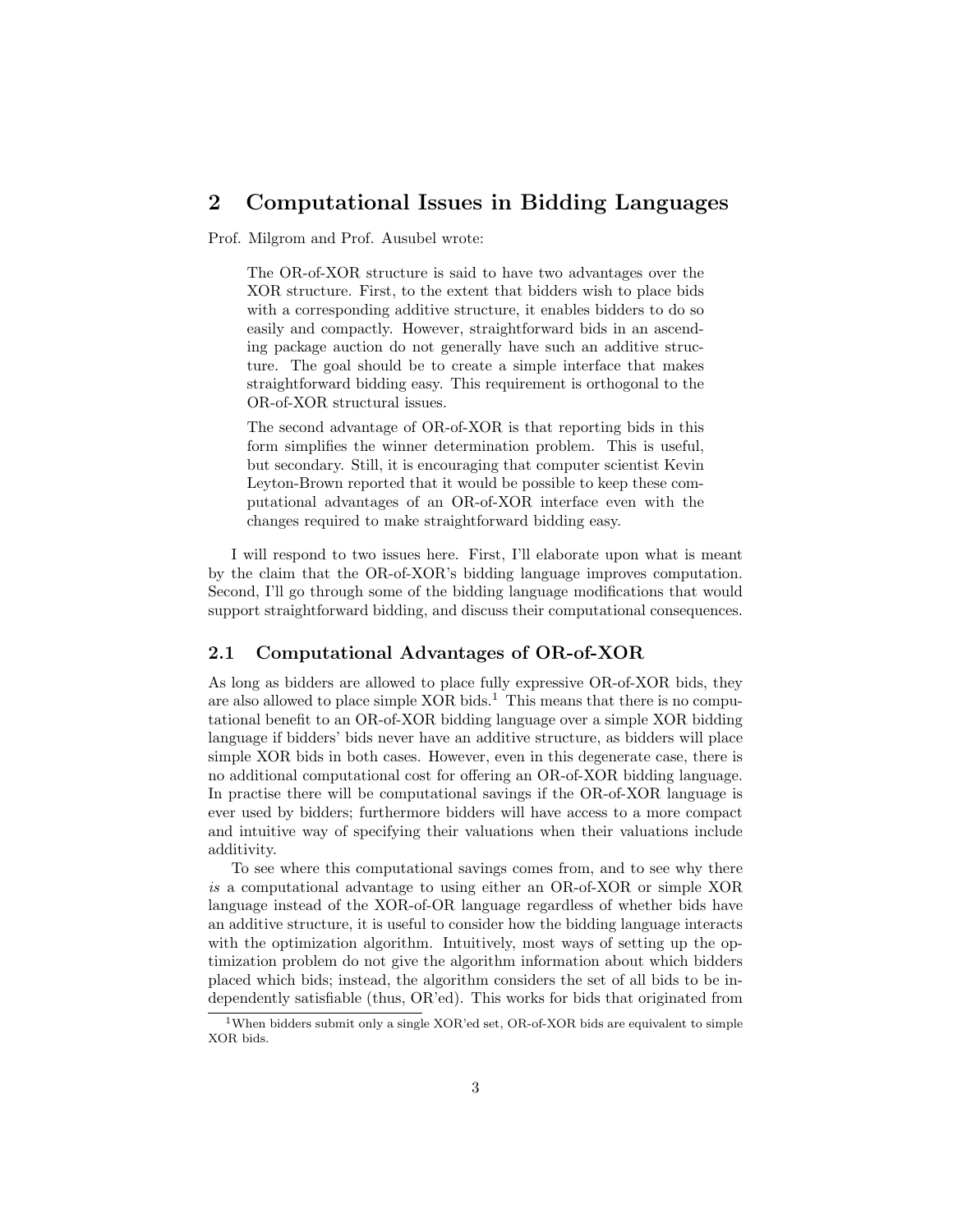## 2 Computational Issues in Bidding Languages

Prof. Milgrom and Prof. Ausubel wrote:

> The OR-of-XOR structure is said to have two advantages over the XOR structure. First, to the extent that bidders wish to place bids with a corresponding additive structure, it enables bidders to do so easily and compactly. However, straightforward bids in an ascending package auction do not generally have such an additive structure. The goal should be to create a simple interface that makes straightforward bidding easy. This requirement is orthogonal to the OR-of-XOR structural issues.
>
> The second advantage of OR-of-XOR is that reporting bids in this form simplifies the winner determination problem. This is useful, but secondary. Still, it is encouraging that computer scientist Kevin Leyton-Brown reported that it would be possible to keep these computational advantages of an OR-of-XOR interface even with the changes required to make straightforward bidding easy.

I will respond to two issues here. First, I'll elaborate upon what is meant by the claim that the OR-of-XOR's bidding language improves computation. Second, I'll go through some of the bidding language modifications that would support straightforward bidding, and discuss their computational consequences.

### 2.1 Computational Advantages of OR-of-XOR

As long as bidders are allowed to place fully expressive OR-of-XOR bids, they are also allowed to place simple XOR bids.[1] This means that there is no computational benefit to an OR-of-XOR bidding language over a simple XOR bidding language if bidders' bids never have an additive structure, as bidders will place simple XOR bids in both cases. However, even in this degenerate case, there is no additional computational cost for offering an OR-of-XOR bidding language. In practise there will be computational savings if the OR-of-XOR language is ever used by bidders; furthermore bidders will have access to a more compact and intuitive way of specifying their valuations when their valuations include additivity.

To see where this computational savings comes from, and to see why there *is* a computational advantage to using either an OR-of-XOR or simple XOR language instead of the XOR-of-OR language regardless of whether bids have an additive structure, it is useful to consider how the bidding language interacts with the optimization algorithm. Intuitively, most ways of setting up the optimization problem do not give the algorithm information about which bidders placed which bids; instead, the algorithm considers the set of all bids to be independently satisfiable (thus, OR'ed). This works for bids that originated from

[1] When bidders submit only a single XOR'ed set, OR-of-XOR bids are equivalent to simple XOR bids.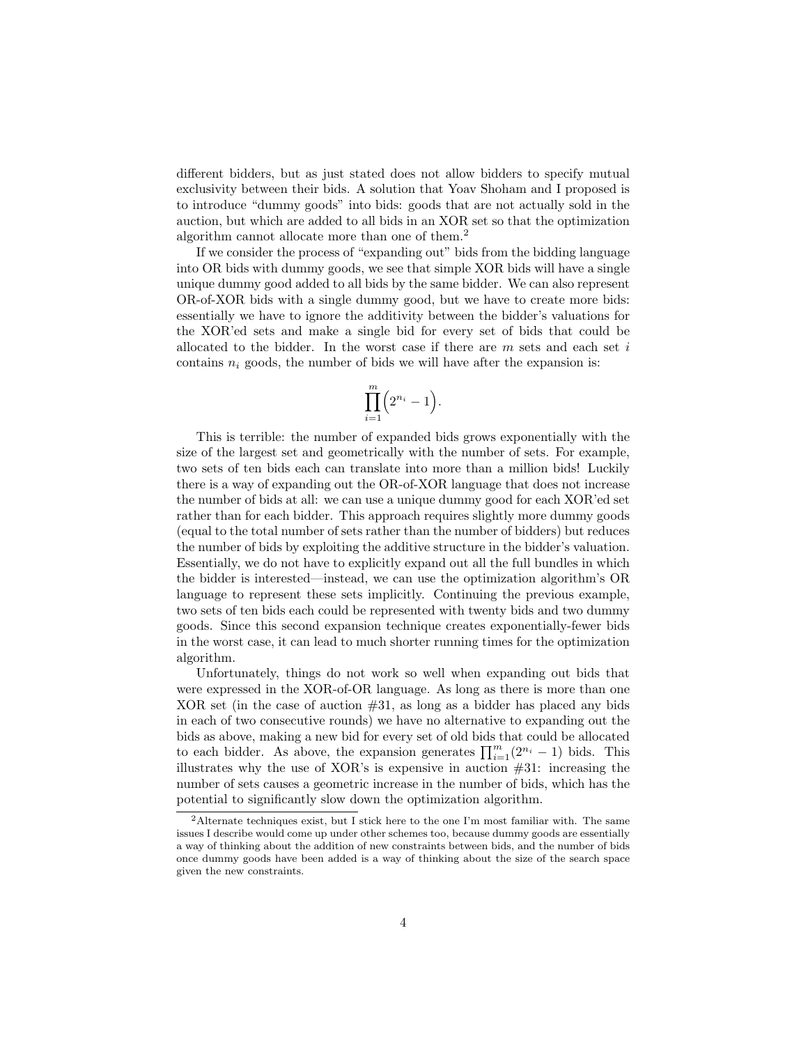different bidders, but as just stated does not allow bidders to specify mutual exclusivity between their bids. A solution that Yoav Shoham and I proposed is to introduce "dummy goods" into bids: goods that are not actually sold in the auction, but which are added to all bids in an XOR set so that the optimization algorithm cannot allocate more than one of them.[2]

If we consider the process of "expanding out" bids from the bidding language into OR bids with dummy goods, we see that simple XOR bids will have a single unique dummy good added to all bids by the same bidder. We can also represent OR-of-XOR bids with a single dummy good, but we have to create more bids: essentially we have to ignore the additivity between the bidder's valuations for the XOR'ed sets and make a single bid for every set of bids that could be allocated to the bidder. In the worst case if there are $m$ sets and each set $i$ contains $n_i$ goods, the number of bids we will have after the expansion is:

$$\prod_{i=1}^{m}\left(2^{n_i}-1\right).$$

This is terrible: the number of expanded bids grows exponentially with the size of the largest set and geometrically with the number of sets. For example, two sets of ten bids each can translate into more than a million bids! Luckily there is a way of expanding out the OR-of-XOR language that does not increase the number of bids at all: we can use a unique dummy good for each XOR'ed set rather than for each bidder. This approach requires slightly more dummy goods (equal to the total number of sets rather than the number of bidders) but reduces the number of bids by exploiting the additive structure in the bidder's valuation. Essentially, we do not have to explicitly expand out all the full bundles in which the bidder is interested—instead, we can use the optimization algorithm's OR language to represent these sets implicitly. Continuing the previous example, two sets of ten bids each could be represented with twenty bids and two dummy goods. Since this second expansion technique creates exponentially-fewer bids in the worst case, it can lead to much shorter running times for the optimization algorithm.

Unfortunately, things do not work so well when expanding out bids that were expressed in the XOR-of-OR language. As long as there is more than one XOR set (in the case of auction #31, as long as a bidder has placed any bids in each of two consecutive rounds) we have no alternative to expanding out the bids as above, making a new bid for every set of old bids that could be allocated to each bidder. As above, the expansion generates $\prod_{i=1}^{m}(2^{n_i}-1)$ bids. This illustrates why the use of XOR's is expensive in auction #31: increasing the number of sets causes a geometric increase in the number of bids, which has the potential to significantly slow down the optimization algorithm.

[2] Alternate techniques exist, but I stick here to the one I'm most familiar with. The same issues I describe would come up under other schemes too, because dummy goods are essentially a way of thinking about the addition of new constraints between bids, and the number of bids once dummy goods have been added is a way of thinking about the size of the search space given the new constraints.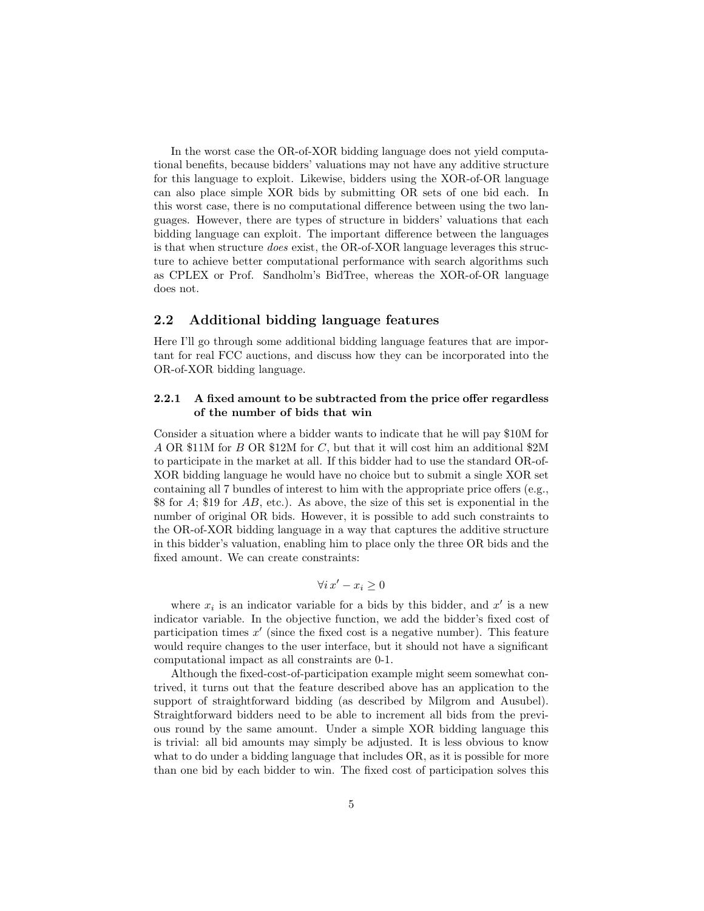In the worst case the OR-of-XOR bidding language does not yield computational benefits, because bidders' valuations may not have any additive structure for this language to exploit. Likewise, bidders using the XOR-of-OR language can also place simple XOR bids by submitting OR sets of one bid each. In this worst case, there is no computational difference between using the two languages. However, there are types of structure in bidders' valuations that each bidding language can exploit. The important difference between the languages is that when structure *does* exist, the OR-of-XOR language leverages this structure to achieve better computational performance with search algorithms such as CPLEX or Prof. Sandholm's BidTree, whereas the XOR-of-OR language does not.

## 2.2 Additional bidding language features

Here I'll go through some additional bidding language features that are important for real FCC auctions, and discuss how they can be incorporated into the OR-of-XOR bidding language.

### 2.2.1 A fixed amount to be subtracted from the price offer regardless of the number of bids that win

Consider a situation where a bidder wants to indicate that he will pay \$10M for $A$ OR \$11M for $B$ OR \$12M for $C$, but that it will cost him an additional \$2M to participate in the market at all. If this bidder had to use the standard OR-of-XOR bidding language he would have no choice but to submit a single XOR set containing all 7 bundles of interest to him with the appropriate price offers (e.g., \$8 for $A$; \$19 for $AB$, etc.). As above, the size of this set is exponential in the number of original OR bids. However, it is possible to add such constraints to the OR-of-XOR bidding language in a way that captures the additive structure in this bidder's valuation, enabling him to place only the three OR bids and the fixed amount. We can create constraints:

$$\forall i \, x' - x_i \geq 0$$

where $x_i$ is an indicator variable for a bids by this bidder, and $x'$ is a new indicator variable. In the objective function, we add the bidder's fixed cost of participation times $x'$ (since the fixed cost is a negative number). This feature would require changes to the user interface, but it should not have a significant computational impact as all constraints are 0-1.

Although the fixed-cost-of-participation example might seem somewhat contrived, it turns out that the feature described above has an application to the support of straightforward bidding (as described by Milgrom and Ausubel). Straightforward bidders need to be able to increment all bids from the previous round by the same amount. Under a simple XOR bidding language this is trivial: all bid amounts may simply be adjusted. It is less obvious to know what to do under a bidding language that includes OR, as it is possible for more than one bid by each bidder to win. The fixed cost of participation solves this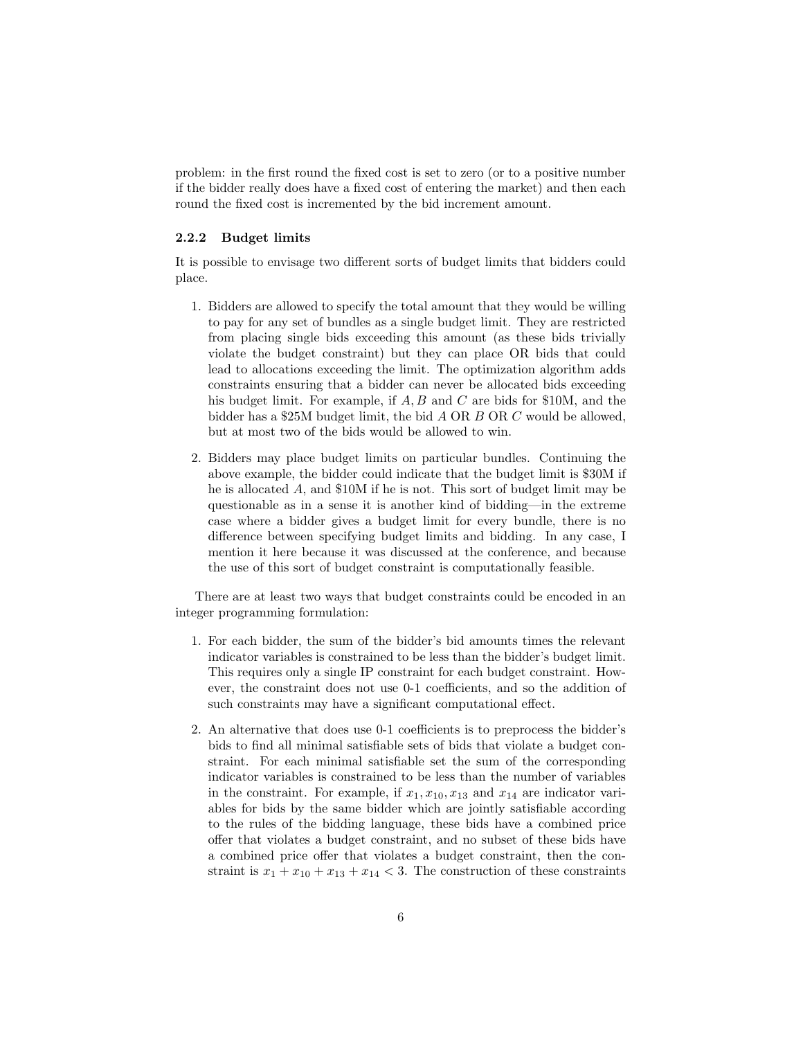problem: in the first round the fixed cost is set to zero (or to a positive number if the bidder really does have a fixed cost of entering the market) and then each round the fixed cost is incremented by the bid increment amount.

### 2.2.2 Budget limits

It is possible to envisage two different sorts of budget limits that bidders could place.

1. Bidders are allowed to specify the total amount that they would be willing to pay for any set of bundles as a single budget limit. They are restricted from placing single bids exceeding this amount (as these bids trivially violate the budget constraint) but they can place OR bids that could lead to allocations exceeding the limit. The optimization algorithm adds constraints ensuring that a bidder can never be allocated bids exceeding his budget limit. For example, if $A, B$ and $C$ are bids for \$10M, and the bidder has a \$25M budget limit, the bid $A$ OR $B$ OR $C$ would be allowed, but at most two of the bids would be allowed to win.

2. Bidders may place budget limits on particular bundles. Continuing the above example, the bidder could indicate that the budget limit is \$30M if he is allocated $A$, and \$10M if he is not. This sort of budget limit may be questionable as in a sense it is another kind of bidding—in the extreme case where a bidder gives a budget limit for every bundle, there is no difference between specifying budget limits and bidding. In any case, I mention it here because it was discussed at the conference, and because the use of this sort of budget constraint is computationally feasible.

There are at least two ways that budget constraints could be encoded in an integer programming formulation:

1. For each bidder, the sum of the bidder's bid amounts times the relevant indicator variables is constrained to be less than the bidder's budget limit. This requires only a single IP constraint for each budget constraint. However, the constraint does not use 0-1 coefficients, and so the addition of such constraints may have a significant computational effect.

2. An alternative that does use 0-1 coefficients is to preprocess the bidder's bids to find all minimal satisfiable sets of bids that violate a budget constraint. For each minimal satisfiable set the sum of the corresponding indicator variables is constrained to be less than the number of variables in the constraint. For example, if $x_1, x_{10}, x_{13}$ and $x_{14}$ are indicator variables for bids by the same bidder which are jointly satisfiable according to the rules of the bidding language, these bids have a combined price offer that violates a budget constraint, and no subset of these bids have a combined price offer that violates a budget constraint, then the constraint is $x_1 + x_{10} + x_{13} + x_{14} < 3$. The construction of these constraints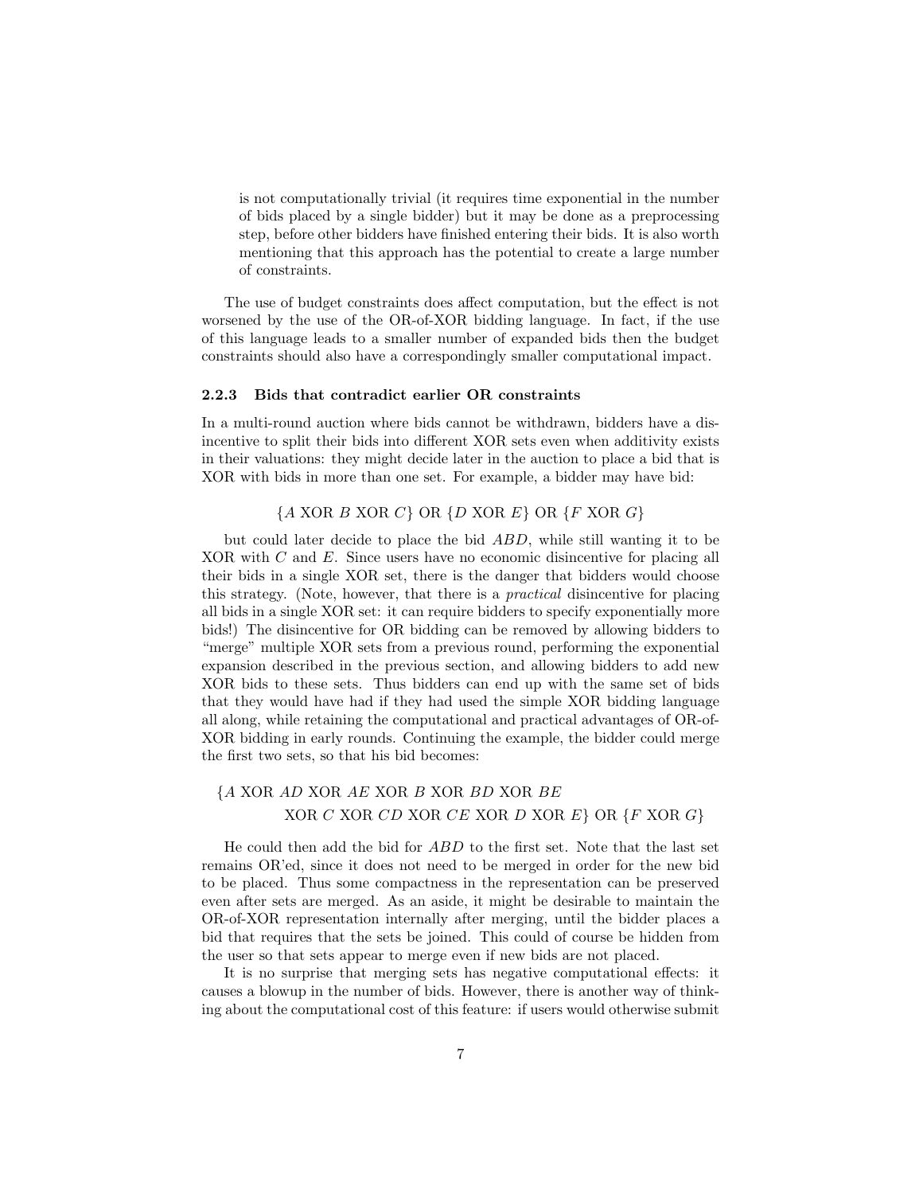is not computationally trivial (it requires time exponential in the number of bids placed by a single bidder) but it may be done as a preprocessing step, before other bidders have finished entering their bids. It is also worth mentioning that this approach has the potential to create a large number of constraints.

The use of budget constraints does affect computation, but the effect is not worsened by the use of the OR-of-XOR bidding language. In fact, if the use of this language leads to a smaller number of expanded bids then the budget constraints should also have a correspondingly smaller computational impact.

### 2.2.3 Bids that contradict earlier OR constraints

In a multi-round auction where bids cannot be withdrawn, bidders have a disincentive to split their bids into different XOR sets even when additivity exists in their valuations: they might decide later in the auction to place a bid that is XOR with bids in more than one set. For example, a bidder may have bid:

$$\{A \text{ XOR } B \text{ XOR } C\} \text{ OR } \{D \text{ XOR } E\} \text{ OR } \{F \text{ XOR } G\}$$

but could later decide to place the bid $ABD$, while still wanting it to be XOR with $C$ and $E$. Since users have no economic disincentive for placing all their bids in a single XOR set, there is the danger that bidders would choose this strategy. (Note, however, that there is a *practical* disincentive for placing all bids in a single XOR set: it can require bidders to specify exponentially more bids!) The disincentive for OR bidding can be removed by allowing bidders to "merge" multiple XOR sets from a previous round, performing the exponential expansion described in the previous section, and allowing bidders to add new XOR bids to these sets. Thus bidders can end up with the same set of bids that they would have had if they had used the simple XOR bidding language all along, while retaining the computational and practical advantages of OR-of-XOR bidding in early rounds. Continuing the example, the bidder could merge the first two sets, so that his bid becomes:

$$\{A \text{ XOR } AD \text{ XOR } AE \text{ XOR } B \text{ XOR } BD \text{ XOR } BE$$
$$\text{XOR } C \text{ XOR } CD \text{ XOR } CE \text{ XOR } D \text{ XOR } E\} \text{ OR } \{F \text{ XOR } G\}$$

He could then add the bid for $ABD$ to the first set. Note that the last set remains OR'ed, since it does not need to be merged in order for the new bid to be placed. Thus some compactness in the representation can be preserved even after sets are merged. As an aside, it might be desirable to maintain the OR-of-XOR representation internally after merging, until the bidder places a bid that requires that the sets be joined. This could of course be hidden from the user so that sets appear to merge even if new bids are not placed.

It is no surprise that merging sets has negative computational effects: it causes a blowup in the number of bids. However, there is another way of thinking about the computational cost of this feature: if users would otherwise submit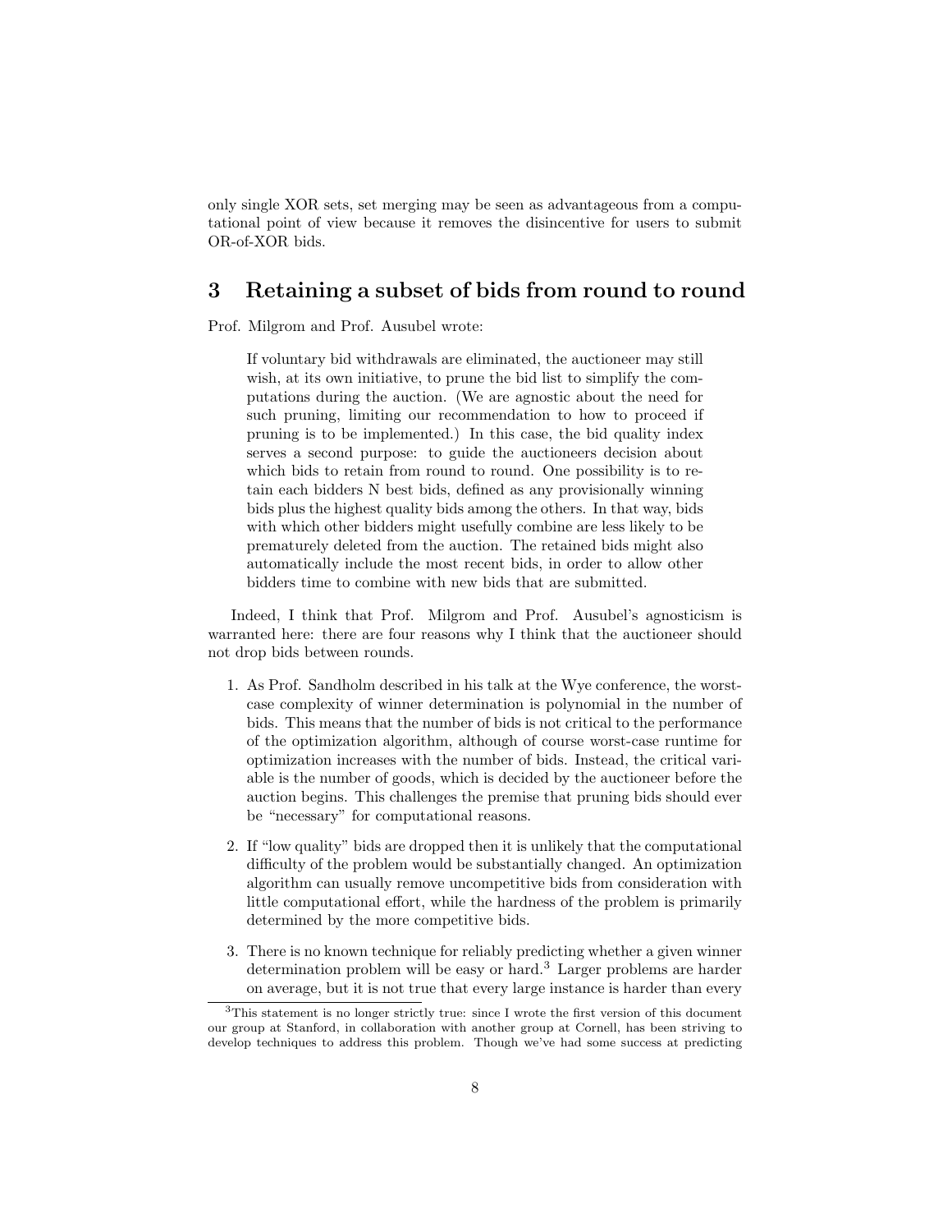only single XOR sets, set merging may be seen as advantageous from a computational point of view because it removes the disincentive for users to submit OR-of-XOR bids.

## 3 Retaining a subset of bids from round to round

Prof. Milgrom and Prof. Ausubel wrote:

> If voluntary bid withdrawals are eliminated, the auctioneer may still wish, at its own initiative, to prune the bid list to simplify the computations during the auction. (We are agnostic about the need for such pruning, limiting our recommendation to how to proceed if pruning is to be implemented.) In this case, the bid quality index serves a second purpose: to guide the auctioneers decision about which bids to retain from round to round. One possibility is to retain each bidders N best bids, defined as any provisionally winning bids plus the highest quality bids among the others. In that way, bids with which other bidders might usefully combine are less likely to be prematurely deleted from the auction. The retained bids might also automatically include the most recent bids, in order to allow other bidders time to combine with new bids that are submitted.

Indeed, I think that Prof. Milgrom and Prof. Ausubel's agnosticism is warranted here: there are four reasons why I think that the auctioneer should not drop bids between rounds.

1. As Prof. Sandholm described in his talk at the Wye conference, the worst-case complexity of winner determination is polynomial in the number of bids. This means that the number of bids is not critical to the performance of the optimization algorithm, although of course worst-case runtime for optimization increases with the number of bids. Instead, the critical variable is the number of goods, which is decided by the auctioneer before the auction begins. This challenges the premise that pruning bids should ever be "necessary" for computational reasons.

2. If "low quality" bids are dropped then it is unlikely that the computational difficulty of the problem would be substantially changed. An optimization algorithm can usually remove uncompetitive bids from consideration with little computational effort, while the hardness of the problem is primarily determined by the more competitive bids.

3. There is no known technique for reliably predicting whether a given winner determination problem will be easy or hard.[3] Larger problems are harder on average, but it is not true that every large instance is harder than every

[3]This statement is no longer strictly true: since I wrote the first version of this document our group at Stanford, in collaboration with another group at Cornell, has been striving to develop techniques to address this problem. Though we've had some success at predicting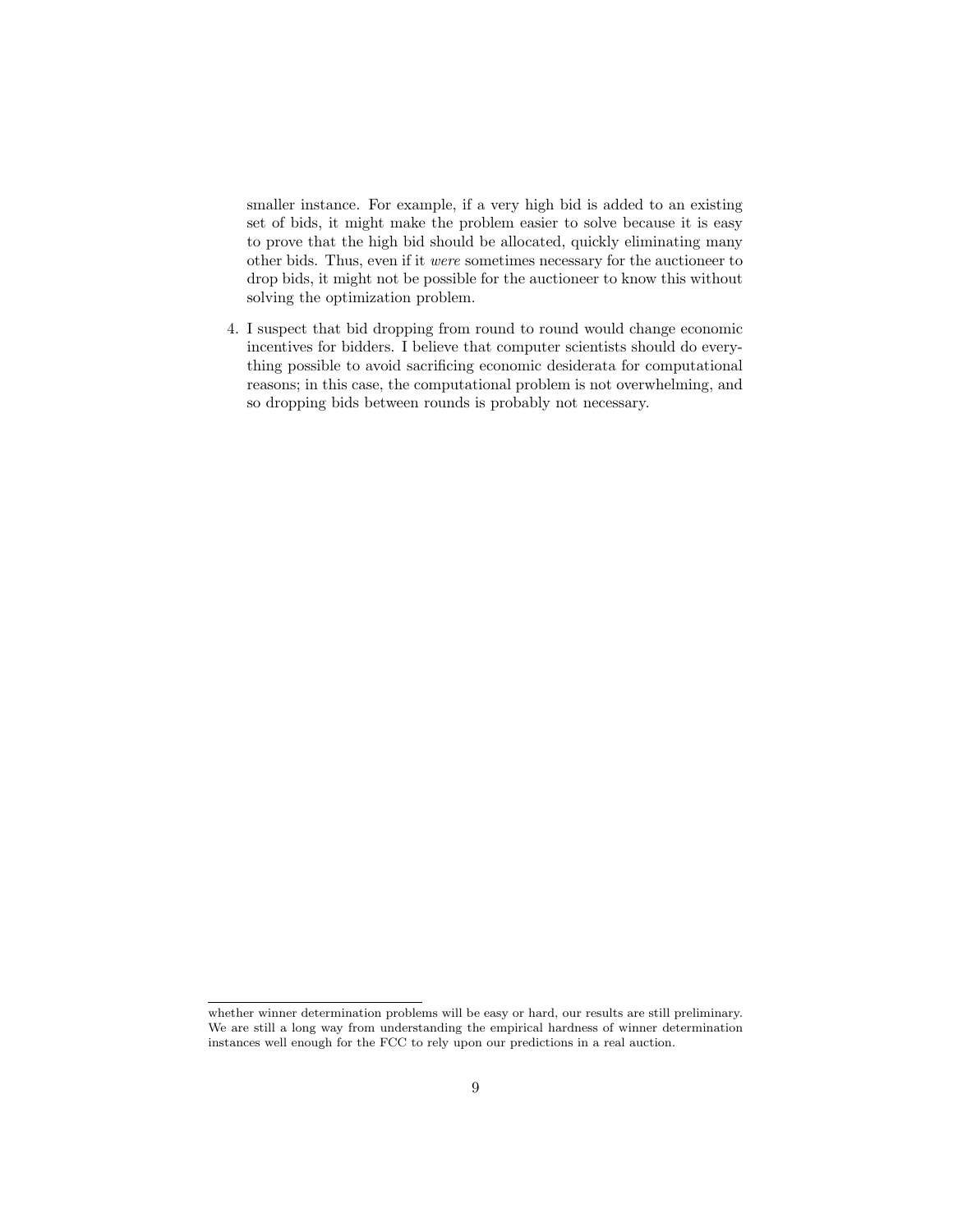smaller instance. For example, if a very high bid is added to an existing set of bids, it might make the problem easier to solve because it is easy to prove that the high bid should be allocated, quickly eliminating many other bids. Thus, even if it *were* sometimes necessary for the auctioneer to drop bids, it might not be possible for the auctioneer to know this without solving the optimization problem.

4. I suspect that bid dropping from round to round would change economic incentives for bidders. I believe that computer scientists should do everything possible to avoid sacrificing economic desiderata for computational reasons; in this case, the computational problem is not overwhelming, and so dropping bids between rounds is probably not necessary.

---

whether winner determination problems will be easy or hard, our results are still preliminary. We are still a long way from understanding the empirical hardness of winner determination instances well enough for the FCC to rely upon our predictions in a real auction.